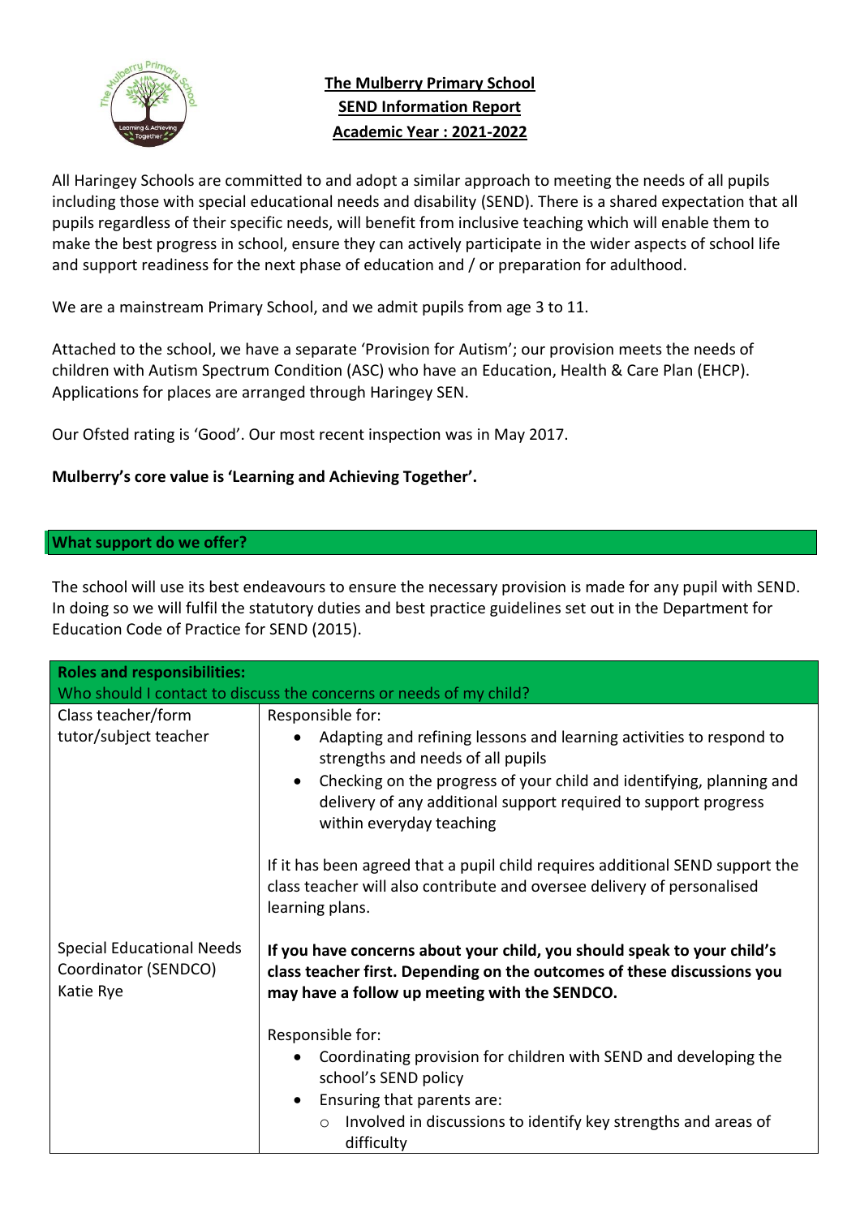# The Mulberry Primary School
## SEND Information Report
## Academic Year : 2021-2022

All Haringey Schools are committed to and adopt a similar approach to meeting the needs of all pupils including those with special educational needs and disability (SEND). There is a shared expectation that all pupils regardless of their specific needs, will benefit from inclusive teaching which will enable them to make the best progress in school, ensure they can actively participate in the wider aspects of school life and support readiness for the next phase of education and / or preparation for adulthood.

We are a mainstream Primary School, and we admit pupils from age 3 to 11.

Attached to the school, we have a separate 'Provision for Autism'; our provision meets the needs of children with Autism Spectrum Condition (ASC) who have an Education, Health & Care Plan (EHCP). Applications for places are arranged through Haringey SEN.

Our Ofsted rating is 'Good'. Our most recent inspection was in May 2017.

**Mulberry's core value is 'Learning and Achieving Together'.**

## What support do we offer?

The school will use its best endeavours to ensure the necessary provision is made for any pupil with SEND. In doing so we will fulfil the statutory duties and best practice guidelines set out in the Department for Education Code of Practice for SEND (2015).

| **Roles and responsibilities:** Who should I contact to discuss the concerns or needs of my child? | |
|---|---|
| Class teacher/form tutor/subject teacher | Responsible for:<ul><li>Adapting and refining lessons and learning activities to respond to strengths and needs of all pupils</li><li>Checking on the progress of your child and identifying, planning and delivery of any additional support required to support progress within everyday teaching</li></ul>If it has been agreed that a pupil child requires additional SEND support the class teacher will also contribute and oversee delivery of personalised learning plans. |
| Special Educational Needs Coordinator (SENDCO) Katie Rye | **If you have concerns about your child, you should speak to your child's class teacher first. Depending on the outcomes of these discussions you may have a follow up meeting with the SENDCO.**<br><br>Responsible for:<ul><li>Coordinating provision for children with SEND and developing the school's SEND policy</li><li>Ensuring that parents are:<ul><li>Involved in discussions to identify key strengths and areas of difficulty</li></ul></li></ul> |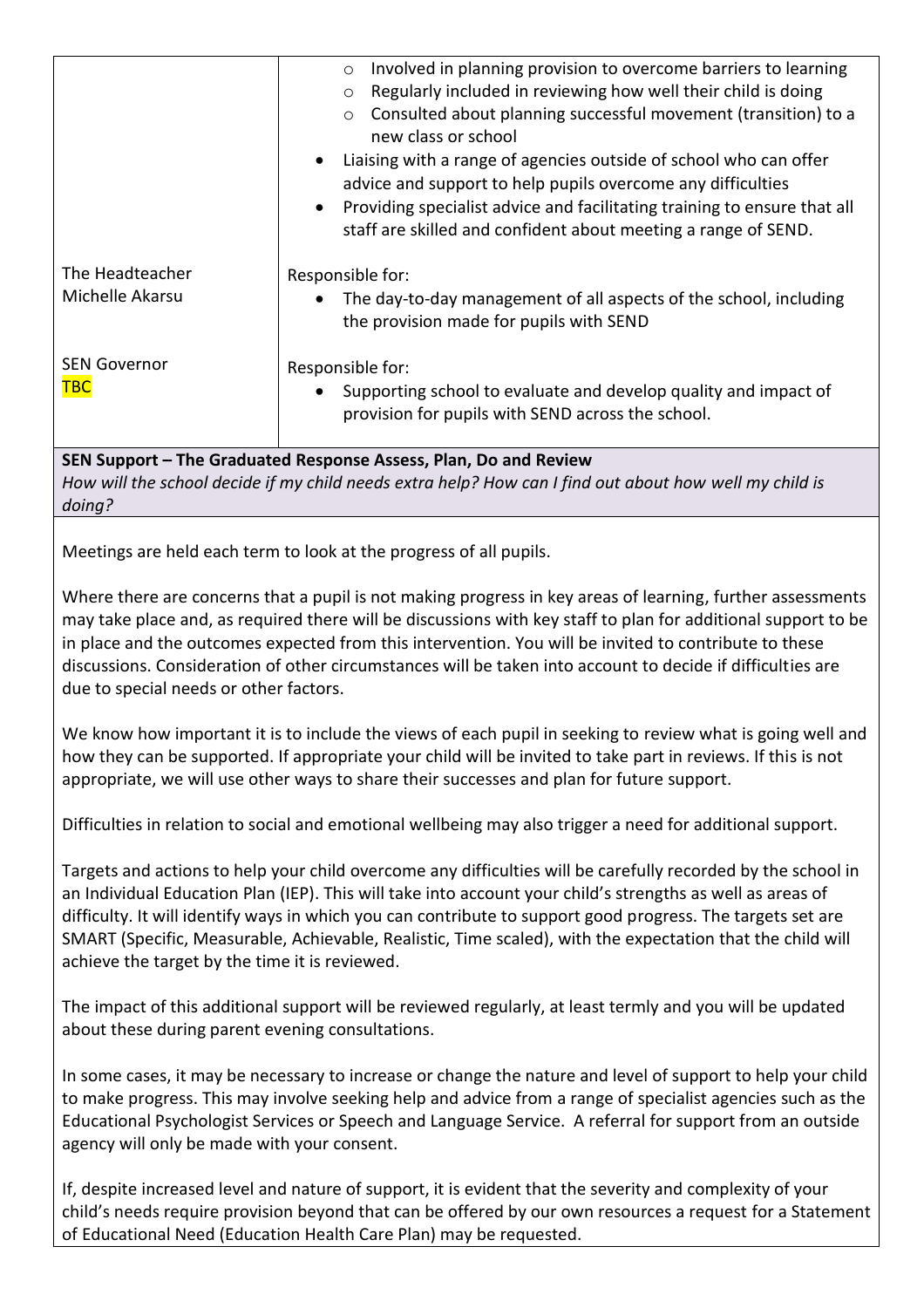| | |
|---|---|
| | - Involved in planning provision to overcome barriers to learning<br>- Regularly included in reviewing how well their child is doing<br>- Consulted about planning successful movement (transition) to a new class or school<br><br>- Liaising with a range of agencies outside of school who can offer advice and support to help pupils overcome any difficulties<br>- Providing specialist advice and facilitating training to ensure that all staff are skilled and confident about meeting a range of SEND. |
| The Headteacher<br>Michelle Akarsu | Responsible for:<br>- The day-to-day management of all aspects of the school, including the provision made for pupils with SEND |
| SEN Governor<br>TBC | Responsible for:<br>- Supporting school to evaluate and develop quality and impact of provision for pupils with SEND across the school. |

**SEN Support – The Graduated Response Assess, Plan, Do and Review**

*How will the school decide if my child needs extra help? How can I find out about how well my child is doing?*

Meetings are held each term to look at the progress of all pupils.

Where there are concerns that a pupil is not making progress in key areas of learning, further assessments may take place and, as required there will be discussions with key staff to plan for additional support to be in place and the outcomes expected from this intervention. You will be invited to contribute to these discussions. Consideration of other circumstances will be taken into account to decide if difficulties are due to special needs or other factors.

We know how important it is to include the views of each pupil in seeking to review what is going well and how they can be supported. If appropriate your child will be invited to take part in reviews. If this is not appropriate, we will use other ways to share their successes and plan for future support.

Difficulties in relation to social and emotional wellbeing may also trigger a need for additional support.

Targets and actions to help your child overcome any difficulties will be carefully recorded by the school in an Individual Education Plan (IEP). This will take into account your child's strengths as well as areas of difficulty. It will identify ways in which you can contribute to support good progress. The targets set are SMART (Specific, Measurable, Achievable, Realistic, Time scaled), with the expectation that the child will achieve the target by the time it is reviewed.

The impact of this additional support will be reviewed regularly, at least termly and you will be updated about these during parent evening consultations.

In some cases, it may be necessary to increase or change the nature and level of support to help your child to make progress. This may involve seeking help and advice from a range of specialist agencies such as the Educational Psychologist Services or Speech and Language Service. A referral for support from an outside agency will only be made with your consent.

If, despite increased level and nature of support, it is evident that the severity and complexity of your child's needs require provision beyond that can be offered by our own resources a request for a Statement of Educational Need (Education Health Care Plan) may be requested.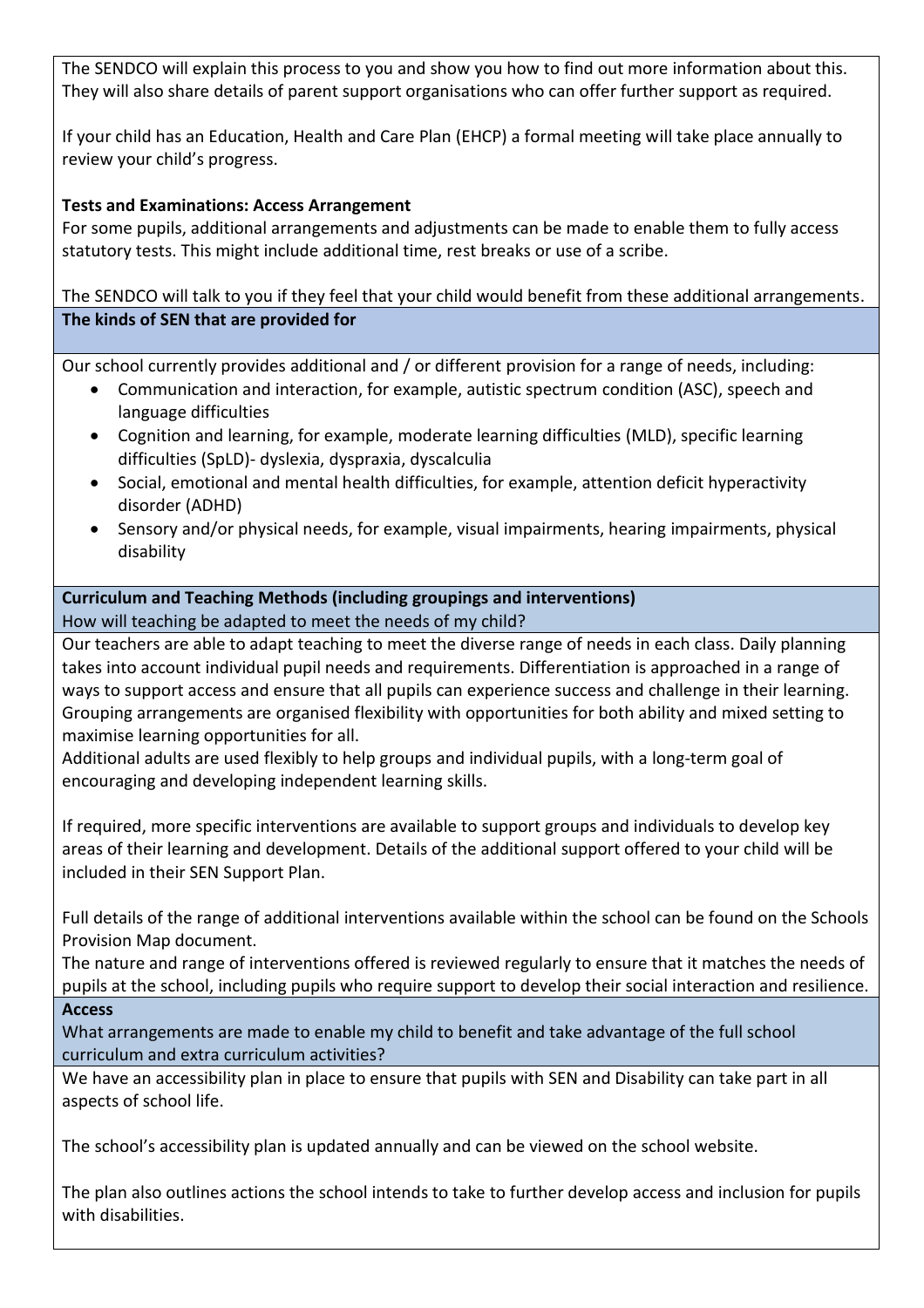The SENDCO will explain this process to you and show you how to find out more information about this. They will also share details of parent support organisations who can offer further support as required.

If your child has an Education, Health and Care Plan (EHCP) a formal meeting will take place annually to review your child's progress.

**Tests and Examinations: Access Arrangement**

For some pupils, additional arrangements and adjustments can be made to enable them to fully access statutory tests. This might include additional time, rest breaks or use of a scribe.

The SENDCO will talk to you if they feel that your child would benefit from these additional arrangements.

**The kinds of SEN that are provided for**

Our school currently provides additional and / or different provision for a range of needs, including:

- Communication and interaction, for example, autistic spectrum condition (ASC), speech and language difficulties
- Cognition and learning, for example, moderate learning difficulties (MLD), specific learning difficulties (SpLD)- dyslexia, dyspraxia, dyscalculia
- Social, emotional and mental health difficulties, for example, attention deficit hyperactivity disorder (ADHD)
- Sensory and/or physical needs, for example, visual impairments, hearing impairments, physical disability

**Curriculum and Teaching Methods (including groupings and interventions)**

How will teaching be adapted to meet the needs of my child?

Our teachers are able to adapt teaching to meet the diverse range of needs in each class. Daily planning takes into account individual pupil needs and requirements. Differentiation is approached in a range of ways to support access and ensure that all pupils can experience success and challenge in their learning. Grouping arrangements are organised flexibility with opportunities for both ability and mixed setting to maximise learning opportunities for all.

Additional adults are used flexibly to help groups and individual pupils, with a long-term goal of encouraging and developing independent learning skills.

If required, more specific interventions are available to support groups and individuals to develop key areas of their learning and development. Details of the additional support offered to your child will be included in their SEN Support Plan.

Full details of the range of additional interventions available within the school can be found on the Schools Provision Map document.

The nature and range of interventions offered is reviewed regularly to ensure that it matches the needs of pupils at the school, including pupils who require support to develop their social interaction and resilience.

**Access**

What arrangements are made to enable my child to benefit and take advantage of the full school curriculum and extra curriculum activities?

We have an accessibility plan in place to ensure that pupils with SEN and Disability can take part in all aspects of school life.

The school's accessibility plan is updated annually and can be viewed on the school website.

The plan also outlines actions the school intends to take to further develop access and inclusion for pupils with disabilities.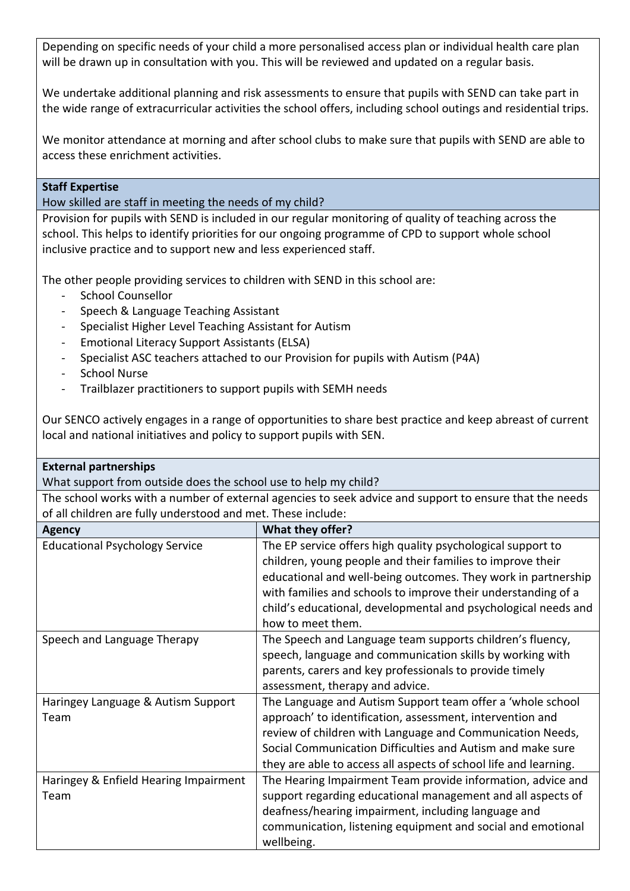Depending on specific needs of your child a more personalised access plan or individual health care plan will be drawn up in consultation with you. This will be reviewed and updated on a regular basis.

We undertake additional planning and risk assessments to ensure that pupils with SEND can take part in the wide range of extracurricular activities the school offers, including school outings and residential trips.

We monitor attendance at morning and after school clubs to make sure that pupils with SEND are able to access these enrichment activities.

**Staff Expertise**

How skilled are staff in meeting the needs of my child?

Provision for pupils with SEND is included in our regular monitoring of quality of teaching across the school. This helps to identify priorities for our ongoing programme of CPD to support whole school inclusive practice and to support new and less experienced staff.

The other people providing services to children with SEND in this school are:

- School Counsellor
- Speech & Language Teaching Assistant
- Specialist Higher Level Teaching Assistant for Autism
- Emotional Literacy Support Assistants (ELSA)
- Specialist ASC teachers attached to our Provision for pupils with Autism (P4A)
- School Nurse
- Trailblazer practitioners to support pupils with SEMH needs

Our SENCO actively engages in a range of opportunities to share best practice and keep abreast of current local and national initiatives and policy to support pupils with SEN.

**External partnerships**

What support from outside does the school use to help my child?

The school works with a number of external agencies to seek advice and support to ensure that the needs of all children are fully understood and met. These include:

| Agency | What they offer? |
|---|---|
| Educational Psychology Service | The EP service offers high quality psychological support to children, young people and their families to improve their educational and well-being outcomes. They work in partnership with families and schools to improve their understanding of a child's educational, developmental and psychological needs and how to meet them. |
| Speech and Language Therapy | The Speech and Language team supports children's fluency, speech, language and communication skills by working with parents, carers and key professionals to provide timely assessment, therapy and advice. |
| Haringey Language & Autism Support Team | The Language and Autism Support team offer a 'whole school approach' to identification, assessment, intervention and review of children with Language and Communication Needs, Social Communication Difficulties and Autism and make sure they are able to access all aspects of school life and learning. |
| Haringey & Enfield Hearing Impairment Team | The Hearing Impairment Team provide information, advice and support regarding educational management and all aspects of deafness/hearing impairment, including language and communication, listening equipment and social and emotional wellbeing. |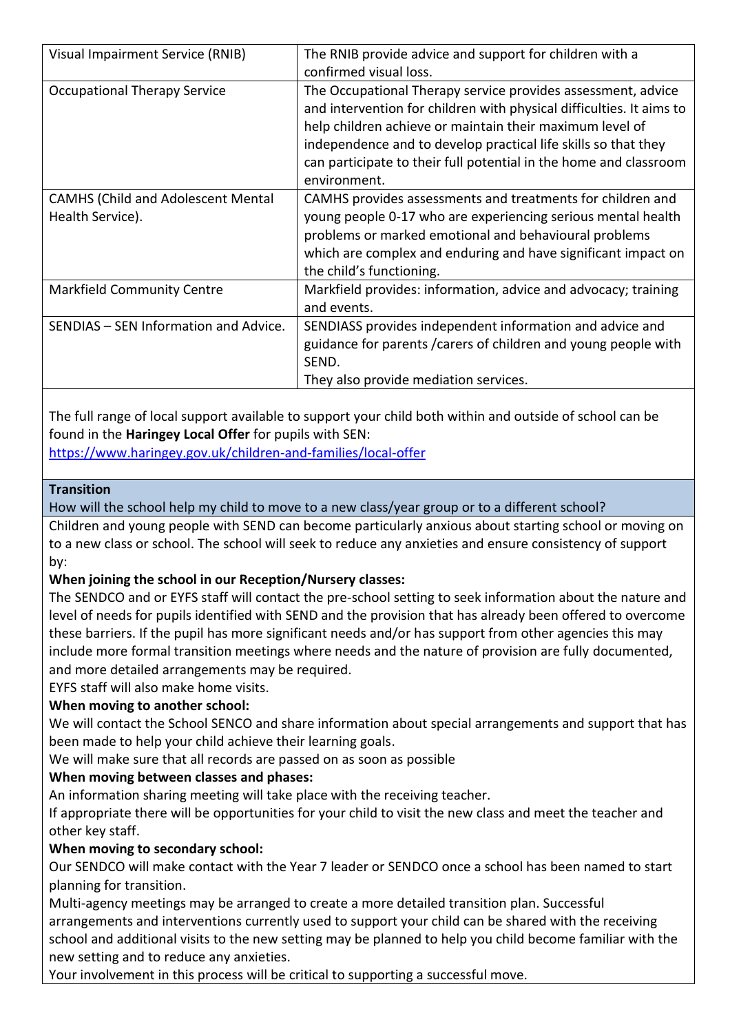| Visual Impairment Service (RNIB) | The RNIB provide advice and support for children with a confirmed visual loss. |
| --- | --- |
| Occupational Therapy Service | The Occupational Therapy service provides assessment, advice and intervention for children with physical difficulties. It aims to help children achieve or maintain their maximum level of independence and to develop practical life skills so that they can participate to their full potential in the home and classroom environment. |
| CAMHS (Child and Adolescent Mental Health Service). | CAMHS provides assessments and treatments for children and young people 0-17 who are experiencing serious mental health problems or marked emotional and behavioural problems which are complex and enduring and have significant impact on the child's functioning. |
| Markfield Community Centre | Markfield provides: information, advice and advocacy; training and events. |
| SENDIAS – SEN Information and Advice. | SENDIASS provides independent information and advice and guidance for parents /carers of children and young people with SEND.<br>They also provide mediation services. |

The full range of local support available to support your child both within and outside of school can be found in the **Haringey Local Offer** for pupils with SEN:
https://www.haringey.gov.uk/children-and-families/local-offer

**Transition**

How will the school help my child to move to a new class/year group or to a different school?

Children and young people with SEND can become particularly anxious about starting school or moving on to a new class or school. The school will seek to reduce any anxieties and ensure consistency of support by:

**When joining the school in our Reception/Nursery classes:**

The SENDCO and or EYFS staff will contact the pre-school setting to seek information about the nature and level of needs for pupils identified with SEND and the provision that has already been offered to overcome these barriers. If the pupil has more significant needs and/or has support from other agencies this may include more formal transition meetings where needs and the nature of provision are fully documented, and more detailed arrangements may be required.

EYFS staff will also make home visits.

**When moving to another school:**

We will contact the School SENCO and share information about special arrangements and support that has been made to help your child achieve their learning goals.

We will make sure that all records are passed on as soon as possible

**When moving between classes and phases:**

An information sharing meeting will take place with the receiving teacher.

If appropriate there will be opportunities for your child to visit the new class and meet the teacher and other key staff.

**When moving to secondary school:**

Our SENDCO will make contact with the Year 7 leader or SENDCO once a school has been named to start planning for transition.

Multi-agency meetings may be arranged to create a more detailed transition plan. Successful arrangements and interventions currently used to support your child can be shared with the receiving school and additional visits to the new setting may be planned to help you child become familiar with the new setting and to reduce any anxieties.

Your involvement in this process will be critical to supporting a successful move.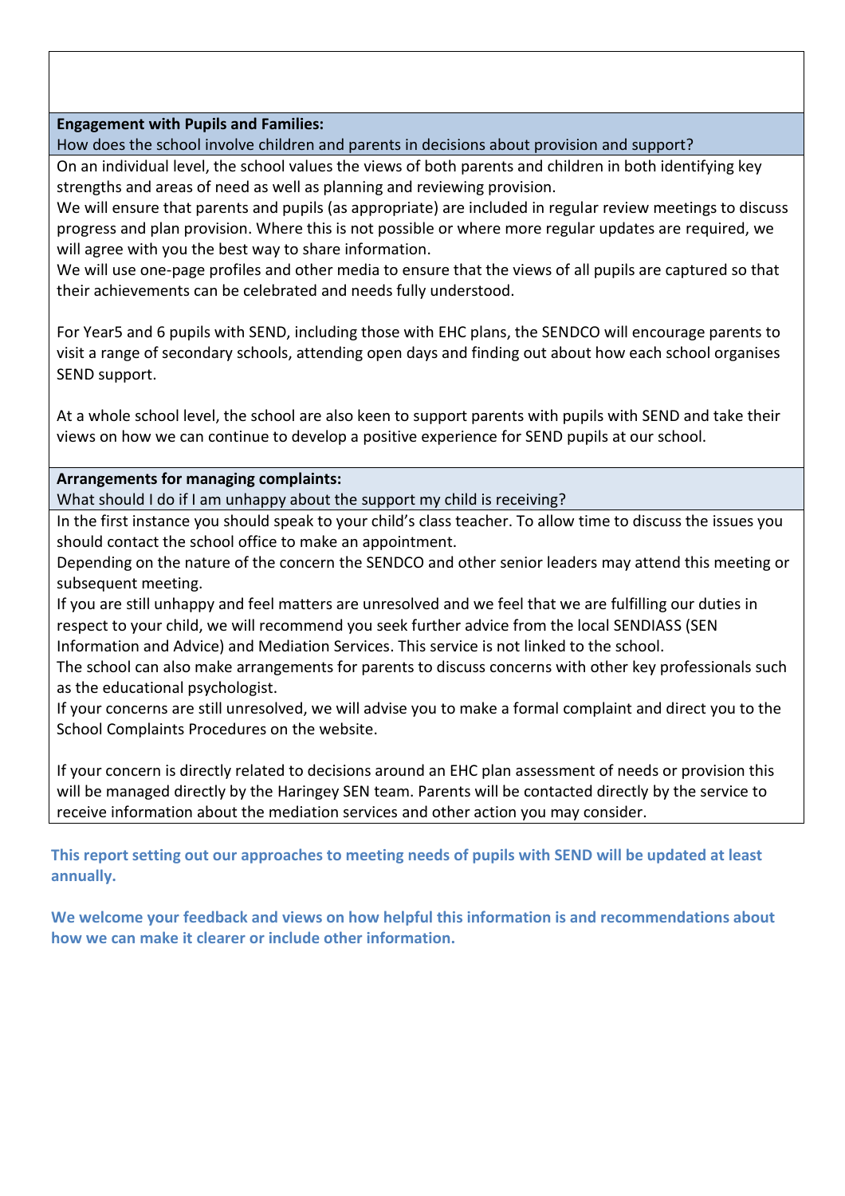**Engagement with Pupils and Families:**

How does the school involve children and parents in decisions about provision and support?

On an individual level, the school values the views of both parents and children in both identifying key strengths and areas of need as well as planning and reviewing provision.

We will ensure that parents and pupils (as appropriate) are included in regular review meetings to discuss progress and plan provision. Where this is not possible or where more regular updates are required, we will agree with you the best way to share information.

We will use one-page profiles and other media to ensure that the views of all pupils are captured so that their achievements can be celebrated and needs fully understood.

For Year5 and 6 pupils with SEND, including those with EHC plans, the SENDCO will encourage parents to visit a range of secondary schools, attending open days and finding out about how each school organises SEND support.

At a whole school level, the school are also keen to support parents with pupils with SEND and take their views on how we can continue to develop a positive experience for SEND pupils at our school.

**Arrangements for managing complaints:**

What should I do if I am unhappy about the support my child is receiving?

In the first instance you should speak to your child's class teacher. To allow time to discuss the issues you should contact the school office to make an appointment.

Depending on the nature of the concern the SENDCO and other senior leaders may attend this meeting or subsequent meeting.

If you are still unhappy and feel matters are unresolved and we feel that we are fulfilling our duties in respect to your child, we will recommend you seek further advice from the local SENDIASS (SEN Information and Advice) and Mediation Services. This service is not linked to the school.

The school can also make arrangements for parents to discuss concerns with other key professionals such as the educational psychologist.

If your concerns are still unresolved, we will advise you to make a formal complaint and direct you to the School Complaints Procedures on the website.

If your concern is directly related to decisions around an EHC plan assessment of needs or provision this will be managed directly by the Haringey SEN team. Parents will be contacted directly by the service to receive information about the mediation services and other action you may consider.

**This report setting out our approaches to meeting needs of pupils with SEND will be updated at least annually.**

**We welcome your feedback and views on how helpful this information is and recommendations about how we can make it clearer or include other information.**